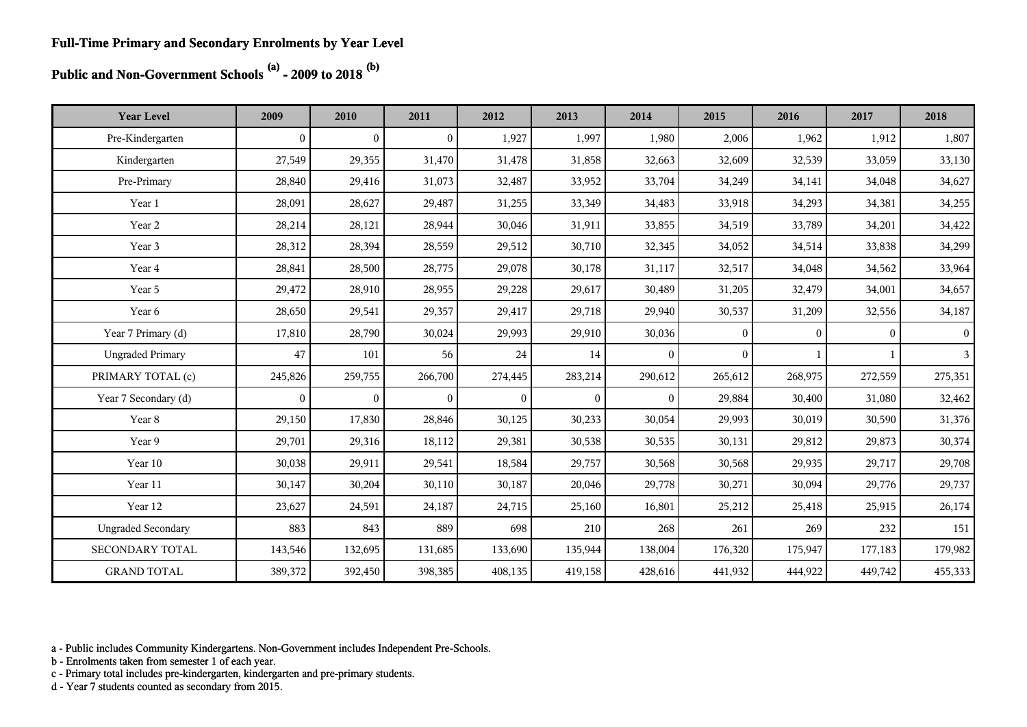**Full-Time Primary and Secondary Enrolments by Year Level**

**Public and Non-Government Schools [(a)] - 2009 to 2018 [(b)]**

| Year Level | 2009 | 2010 | 2011 | 2012 | 2013 | 2014 | 2015 | 2016 | 2017 | 2018 |
|---|---|---|---|---|---|---|---|---|---|---|
| Pre-Kindergarten | 0 | 0 | 0 | 1,927 | 1,997 | 1,980 | 2,006 | 1,962 | 1,912 | 1,807 |
| Kindergarten | 27,549 | 29,355 | 31,470 | 31,478 | 31,858 | 32,663 | 32,609 | 32,539 | 33,059 | 33,130 |
| Pre-Primary | 28,840 | 29,416 | 31,073 | 32,487 | 33,952 | 33,704 | 34,249 | 34,141 | 34,048 | 34,627 |
| Year 1 | 28,091 | 28,627 | 29,487 | 31,255 | 33,349 | 34,483 | 33,918 | 34,293 | 34,381 | 34,255 |
| Year 2 | 28,214 | 28,121 | 28,944 | 30,046 | 31,911 | 33,855 | 34,519 | 33,789 | 34,201 | 34,422 |
| Year 3 | 28,312 | 28,394 | 28,559 | 29,512 | 30,710 | 32,345 | 34,052 | 34,514 | 33,838 | 34,299 |
| Year 4 | 28,841 | 28,500 | 28,775 | 29,078 | 30,178 | 31,117 | 32,517 | 34,048 | 34,562 | 33,964 |
| Year 5 | 29,472 | 28,910 | 28,955 | 29,228 | 29,617 | 30,489 | 31,205 | 32,479 | 34,001 | 34,657 |
| Year 6 | 28,650 | 29,541 | 29,357 | 29,417 | 29,718 | 29,940 | 30,537 | 31,209 | 32,556 | 34,187 |
| Year 7 Primary (d) | 17,810 | 28,790 | 30,024 | 29,993 | 29,910 | 30,036 | 0 | 0 | 0 | 0 |
| Ungraded Primary | 47 | 101 | 56 | 24 | 14 | 0 | 0 | 1 | 1 | 3 |
| PRIMARY TOTAL (c) | 245,826 | 259,755 | 266,700 | 274,445 | 283,214 | 290,612 | 265,612 | 268,975 | 272,559 | 275,351 |
| Year 7 Secondary (d) | 0 | 0 | 0 | 0 | 0 | 0 | 29,884 | 30,400 | 31,080 | 32,462 |
| Year 8 | 29,150 | 17,830 | 28,846 | 30,125 | 30,233 | 30,054 | 29,993 | 30,019 | 30,590 | 31,376 |
| Year 9 | 29,701 | 29,316 | 18,112 | 29,381 | 30,538 | 30,535 | 30,131 | 29,812 | 29,873 | 30,374 |
| Year 10 | 30,038 | 29,911 | 29,541 | 18,584 | 29,757 | 30,568 | 30,568 | 29,935 | 29,717 | 29,708 |
| Year 11 | 30,147 | 30,204 | 30,110 | 30,187 | 20,046 | 29,778 | 30,271 | 30,094 | 29,776 | 29,737 |
| Year 12 | 23,627 | 24,591 | 24,187 | 24,715 | 25,160 | 16,801 | 25,212 | 25,418 | 25,915 | 26,174 |
| Ungraded Secondary | 883 | 843 | 889 | 698 | 210 | 268 | 261 | 269 | 232 | 151 |
| SECONDARY TOTAL | 143,546 | 132,695 | 131,685 | 133,690 | 135,944 | 138,004 | 176,320 | 175,947 | 177,183 | 179,982 |
| GRAND TOTAL | 389,372 | 392,450 | 398,385 | 408,135 | 419,158 | 428,616 | 441,932 | 444,922 | 449,742 | 455,333 |

a - Public includes Community Kindergartens. Non-Government includes Independent Pre-Schools.
b - Enrolments taken from semester 1 of each year.
c - Primary total includes pre-kindergarten, kindergarten and pre-primary students.
d - Year 7 students counted as secondary from 2015.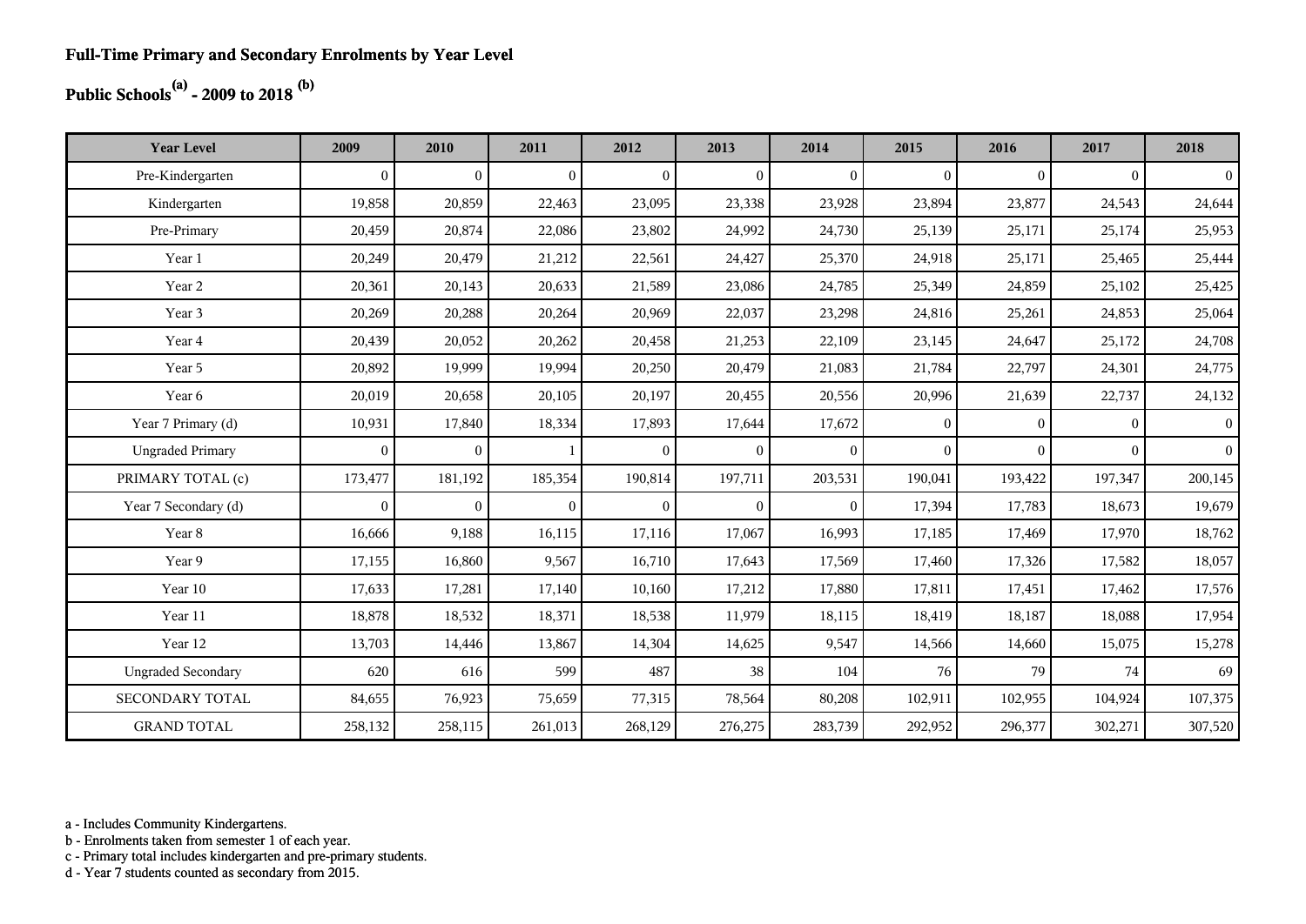**Full-Time Primary and Secondary Enrolments by Year Level**

**Public Schools[(a)] - 2009 to 2018 [(b)]**

| Year Level | 2009 | 2010 | 2011 | 2012 | 2013 | 2014 | 2015 | 2016 | 2017 | 2018 |
|---|---|---|---|---|---|---|---|---|---|---|
| Pre-Kindergarten | 0 | 0 | 0 | 0 | 0 | 0 | 0 | 0 | 0 | 0 |
| Kindergarten | 19,858 | 20,859 | 22,463 | 23,095 | 23,338 | 23,928 | 23,894 | 23,877 | 24,543 | 24,644 |
| Pre-Primary | 20,459 | 20,874 | 22,086 | 23,802 | 24,992 | 24,730 | 25,139 | 25,171 | 25,174 | 25,953 |
| Year 1 | 20,249 | 20,479 | 21,212 | 22,561 | 24,427 | 25,370 | 24,918 | 25,171 | 25,465 | 25,444 |
| Year 2 | 20,361 | 20,143 | 20,633 | 21,589 | 23,086 | 24,785 | 25,349 | 24,859 | 25,102 | 25,425 |
| Year 3 | 20,269 | 20,288 | 20,264 | 20,969 | 22,037 | 23,298 | 24,816 | 25,261 | 24,853 | 25,064 |
| Year 4 | 20,439 | 20,052 | 20,262 | 20,458 | 21,253 | 22,109 | 23,145 | 24,647 | 25,172 | 24,708 |
| Year 5 | 20,892 | 19,999 | 19,994 | 20,250 | 20,479 | 21,083 | 21,784 | 22,797 | 24,301 | 24,775 |
| Year 6 | 20,019 | 20,658 | 20,105 | 20,197 | 20,455 | 20,556 | 20,996 | 21,639 | 22,737 | 24,132 |
| Year 7 Primary (d) | 10,931 | 17,840 | 18,334 | 17,893 | 17,644 | 17,672 | 0 | 0 | 0 | 0 |
| Ungraded Primary | 0 | 0 | 1 | 0 | 0 | 0 | 0 | 0 | 0 | 0 |
| PRIMARY TOTAL (c) | 173,477 | 181,192 | 185,354 | 190,814 | 197,711 | 203,531 | 190,041 | 193,422 | 197,347 | 200,145 |
| Year 7 Secondary (d) | 0 | 0 | 0 | 0 | 0 | 0 | 17,394 | 17,783 | 18,673 | 19,679 |
| Year 8 | 16,666 | 9,188 | 16,115 | 17,116 | 17,067 | 16,993 | 17,185 | 17,469 | 17,970 | 18,762 |
| Year 9 | 17,155 | 16,860 | 9,567 | 16,710 | 17,643 | 17,569 | 17,460 | 17,326 | 17,582 | 18,057 |
| Year 10 | 17,633 | 17,281 | 17,140 | 10,160 | 17,212 | 17,880 | 17,811 | 17,451 | 17,462 | 17,576 |
| Year 11 | 18,878 | 18,532 | 18,371 | 18,538 | 11,979 | 18,115 | 18,419 | 18,187 | 18,088 | 17,954 |
| Year 12 | 13,703 | 14,446 | 13,867 | 14,304 | 14,625 | 9,547 | 14,566 | 14,660 | 15,075 | 15,278 |
| Ungraded Secondary | 620 | 616 | 599 | 487 | 38 | 104 | 76 | 79 | 74 | 69 |
| SECONDARY TOTAL | 84,655 | 76,923 | 75,659 | 77,315 | 78,564 | 80,208 | 102,911 | 102,955 | 104,924 | 107,375 |
| GRAND TOTAL | 258,132 | 258,115 | 261,013 | 268,129 | 276,275 | 283,739 | 292,952 | 296,377 | 302,271 | 307,520 |

a - Includes Community Kindergartens.
b - Enrolments taken from semester 1 of each year.
c - Primary total includes kindergarten and pre-primary students.
d - Year 7 students counted as secondary from 2015.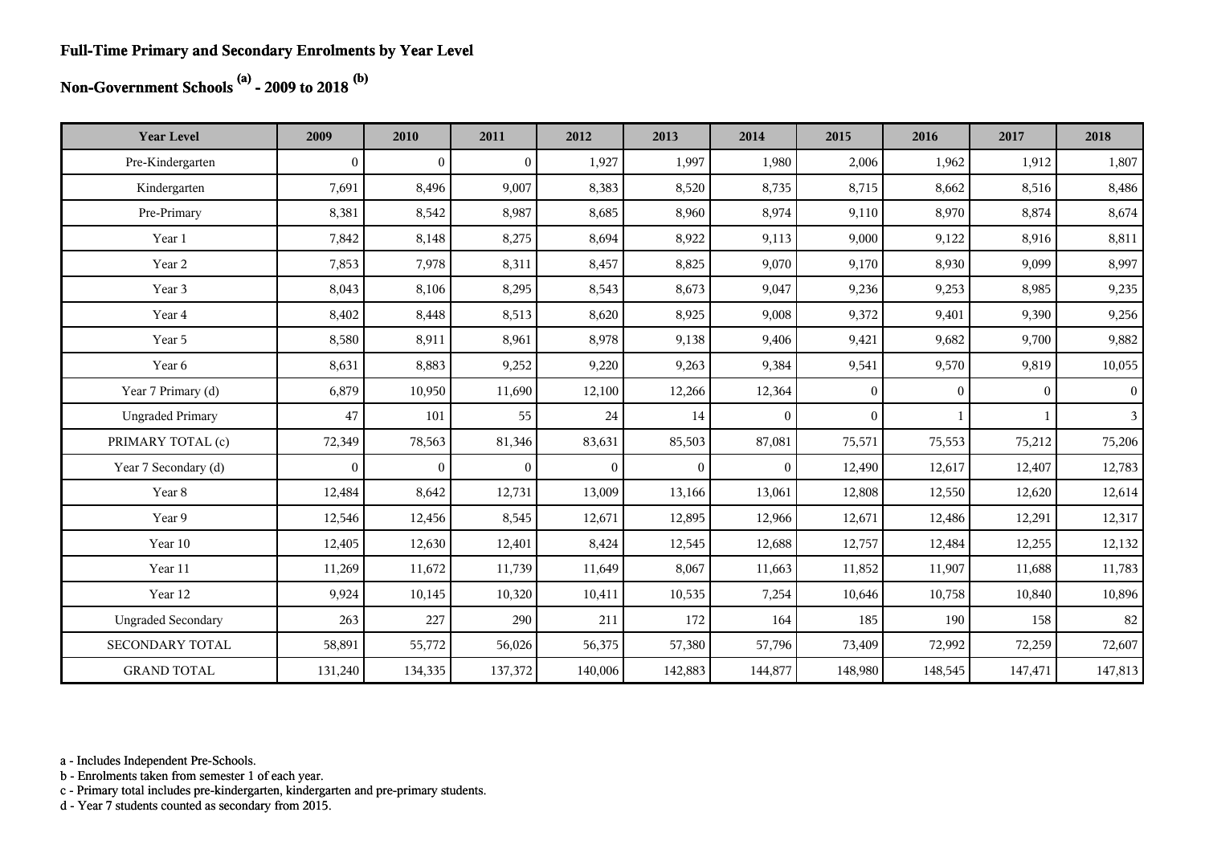## Full-Time Primary and Secondary Enrolments by Year Level

## Non-Government Schools [(a)] - 2009 to 2018 [(b)]

| Year Level | 2009 | 2010 | 2011 | 2012 | 2013 | 2014 | 2015 | 2016 | 2017 | 2018 |
|---|---|---|---|---|---|---|---|---|---|---|
| Pre-Kindergarten | 0 | 0 | 0 | 1,927 | 1,997 | 1,980 | 2,006 | 1,962 | 1,912 | 1,807 |
| Kindergarten | 7,691 | 8,496 | 9,007 | 8,383 | 8,520 | 8,735 | 8,715 | 8,662 | 8,516 | 8,486 |
| Pre-Primary | 8,381 | 8,542 | 8,987 | 8,685 | 8,960 | 8,974 | 9,110 | 8,970 | 8,874 | 8,674 |
| Year 1 | 7,842 | 8,148 | 8,275 | 8,694 | 8,922 | 9,113 | 9,000 | 9,122 | 8,916 | 8,811 |
| Year 2 | 7,853 | 7,978 | 8,311 | 8,457 | 8,825 | 9,070 | 9,170 | 8,930 | 9,099 | 8,997 |
| Year 3 | 8,043 | 8,106 | 8,295 | 8,543 | 8,673 | 9,047 | 9,236 | 9,253 | 8,985 | 9,235 |
| Year 4 | 8,402 | 8,448 | 8,513 | 8,620 | 8,925 | 9,008 | 9,372 | 9,401 | 9,390 | 9,256 |
| Year 5 | 8,580 | 8,911 | 8,961 | 8,978 | 9,138 | 9,406 | 9,421 | 9,682 | 9,700 | 9,882 |
| Year 6 | 8,631 | 8,883 | 9,252 | 9,220 | 9,263 | 9,384 | 9,541 | 9,570 | 9,819 | 10,055 |
| Year 7 Primary (d) | 6,879 | 10,950 | 11,690 | 12,100 | 12,266 | 12,364 | 0 | 0 | 0 | 0 |
| Ungraded Primary | 47 | 101 | 55 | 24 | 14 | 0 | 0 | 1 | 1 | 3 |
| PRIMARY TOTAL (c) | 72,349 | 78,563 | 81,346 | 83,631 | 85,503 | 87,081 | 75,571 | 75,553 | 75,212 | 75,206 |
| Year 7 Secondary (d) | 0 | 0 | 0 | 0 | 0 | 0 | 12,490 | 12,617 | 12,407 | 12,783 |
| Year 8 | 12,484 | 8,642 | 12,731 | 13,009 | 13,166 | 13,061 | 12,808 | 12,550 | 12,620 | 12,614 |
| Year 9 | 12,546 | 12,456 | 8,545 | 12,671 | 12,895 | 12,966 | 12,671 | 12,486 | 12,291 | 12,317 |
| Year 10 | 12,405 | 12,630 | 12,401 | 8,424 | 12,545 | 12,688 | 12,757 | 12,484 | 12,255 | 12,132 |
| Year 11 | 11,269 | 11,672 | 11,739 | 11,649 | 8,067 | 11,663 | 11,852 | 11,907 | 11,688 | 11,783 |
| Year 12 | 9,924 | 10,145 | 10,320 | 10,411 | 10,535 | 7,254 | 10,646 | 10,758 | 10,840 | 10,896 |
| Ungraded Secondary | 263 | 227 | 290 | 211 | 172 | 164 | 185 | 190 | 158 | 82 |
| SECONDARY TOTAL | 58,891 | 55,772 | 56,026 | 56,375 | 57,380 | 57,796 | 73,409 | 72,992 | 72,259 | 72,607 |
| GRAND TOTAL | 131,240 | 134,335 | 137,372 | 140,006 | 142,883 | 144,877 | 148,980 | 148,545 | 147,471 | 147,813 |

a - Includes Independent Pre-Schools.
b - Enrolments taken from semester 1 of each year.
c - Primary total includes pre-kindergarten, kindergarten and pre-primary students.
d - Year 7 students counted as secondary from 2015.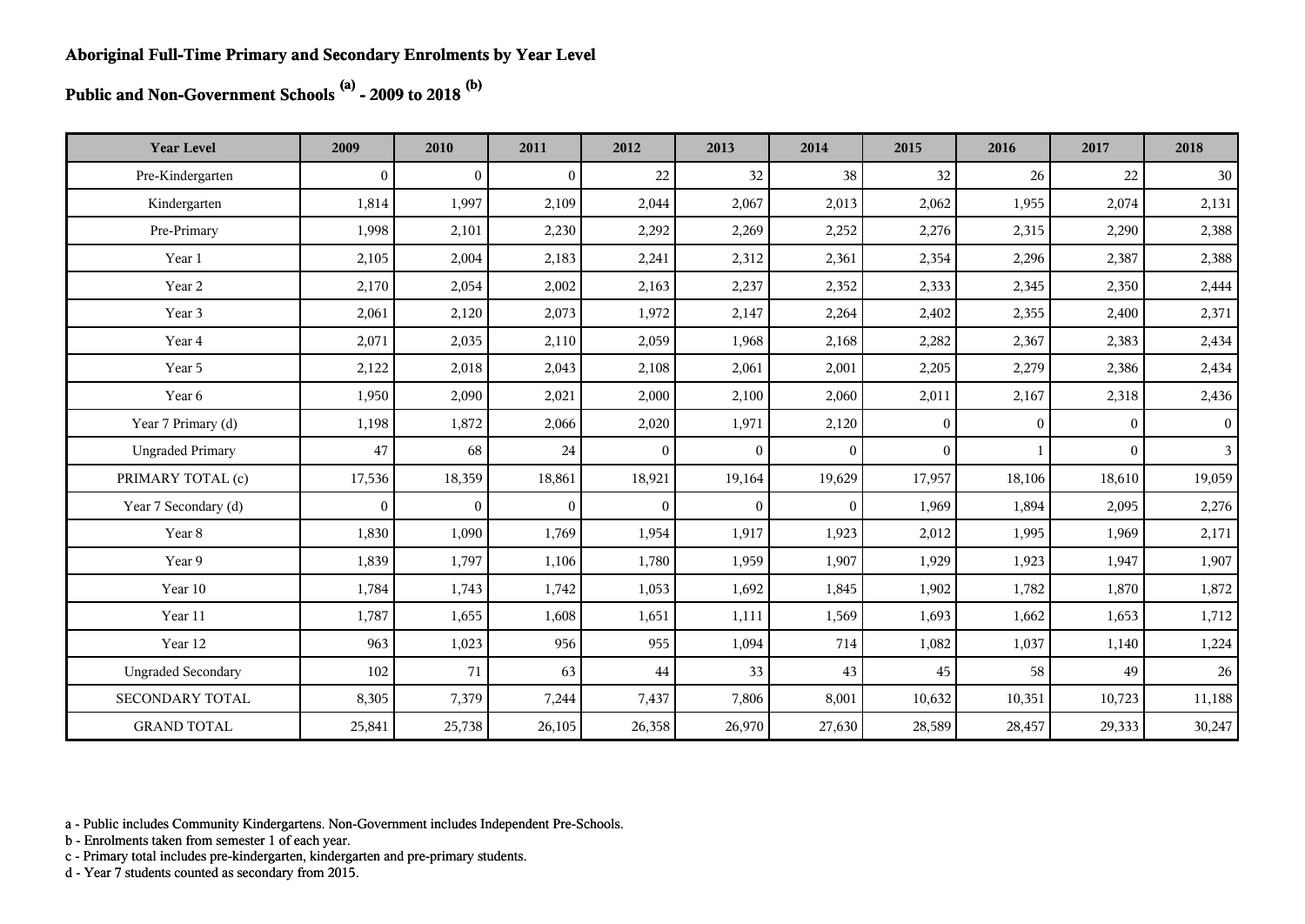# Aboriginal Full-Time Primary and Secondary Enrolments by Year Level

## Public and Non-Government Schools [(a)] - 2009 to 2018 [(b)]

| Year Level | 2009 | 2010 | 2011 | 2012 | 2013 | 2014 | 2015 | 2016 | 2017 | 2018 |
|---|---|---|---|---|---|---|---|---|---|---|
| Pre-Kindergarten | 0 | 0 | 0 | 22 | 32 | 38 | 32 | 26 | 22 | 30 |
| Kindergarten | 1,814 | 1,997 | 2,109 | 2,044 | 2,067 | 2,013 | 2,062 | 1,955 | 2,074 | 2,131 |
| Pre-Primary | 1,998 | 2,101 | 2,230 | 2,292 | 2,269 | 2,252 | 2,276 | 2,315 | 2,290 | 2,388 |
| Year 1 | 2,105 | 2,004 | 2,183 | 2,241 | 2,312 | 2,361 | 2,354 | 2,296 | 2,387 | 2,388 |
| Year 2 | 2,170 | 2,054 | 2,002 | 2,163 | 2,237 | 2,352 | 2,333 | 2,345 | 2,350 | 2,444 |
| Year 3 | 2,061 | 2,120 | 2,073 | 1,972 | 2,147 | 2,264 | 2,402 | 2,355 | 2,400 | 2,371 |
| Year 4 | 2,071 | 2,035 | 2,110 | 2,059 | 1,968 | 2,168 | 2,282 | 2,367 | 2,383 | 2,434 |
| Year 5 | 2,122 | 2,018 | 2,043 | 2,108 | 2,061 | 2,001 | 2,205 | 2,279 | 2,386 | 2,434 |
| Year 6 | 1,950 | 2,090 | 2,021 | 2,000 | 2,100 | 2,060 | 2,011 | 2,167 | 2,318 | 2,436 |
| Year 7 Primary (d) | 1,198 | 1,872 | 2,066 | 2,020 | 1,971 | 2,120 | 0 | 0 | 0 | 0 |
| Ungraded Primary | 47 | 68 | 24 | 0 | 0 | 0 | 0 | 1 | 0 | 3 |
| PRIMARY TOTAL (c) | 17,536 | 18,359 | 18,861 | 18,921 | 19,164 | 19,629 | 17,957 | 18,106 | 18,610 | 19,059 |
| Year 7 Secondary (d) | 0 | 0 | 0 | 0 | 0 | 0 | 1,969 | 1,894 | 2,095 | 2,276 |
| Year 8 | 1,830 | 1,090 | 1,769 | 1,954 | 1,917 | 1,923 | 2,012 | 1,995 | 1,969 | 2,171 |
| Year 9 | 1,839 | 1,797 | 1,106 | 1,780 | 1,959 | 1,907 | 1,929 | 1,923 | 1,947 | 1,907 |
| Year 10 | 1,784 | 1,743 | 1,742 | 1,053 | 1,692 | 1,845 | 1,902 | 1,782 | 1,870 | 1,872 |
| Year 11 | 1,787 | 1,655 | 1,608 | 1,651 | 1,111 | 1,569 | 1,693 | 1,662 | 1,653 | 1,712 |
| Year 12 | 963 | 1,023 | 956 | 955 | 1,094 | 714 | 1,082 | 1,037 | 1,140 | 1,224 |
| Ungraded Secondary | 102 | 71 | 63 | 44 | 33 | 43 | 45 | 58 | 49 | 26 |
| SECONDARY TOTAL | 8,305 | 7,379 | 7,244 | 7,437 | 7,806 | 8,001 | 10,632 | 10,351 | 10,723 | 11,188 |
| GRAND TOTAL | 25,841 | 25,738 | 26,105 | 26,358 | 26,970 | 27,630 | 28,589 | 28,457 | 29,333 | 30,247 |

a - Public includes Community Kindergartens. Non-Government includes Independent Pre-Schools.
b - Enrolments taken from semester 1 of each year.
c - Primary total includes pre-kindergarten, kindergarten and pre-primary students.
d - Year 7 students counted as secondary from 2015.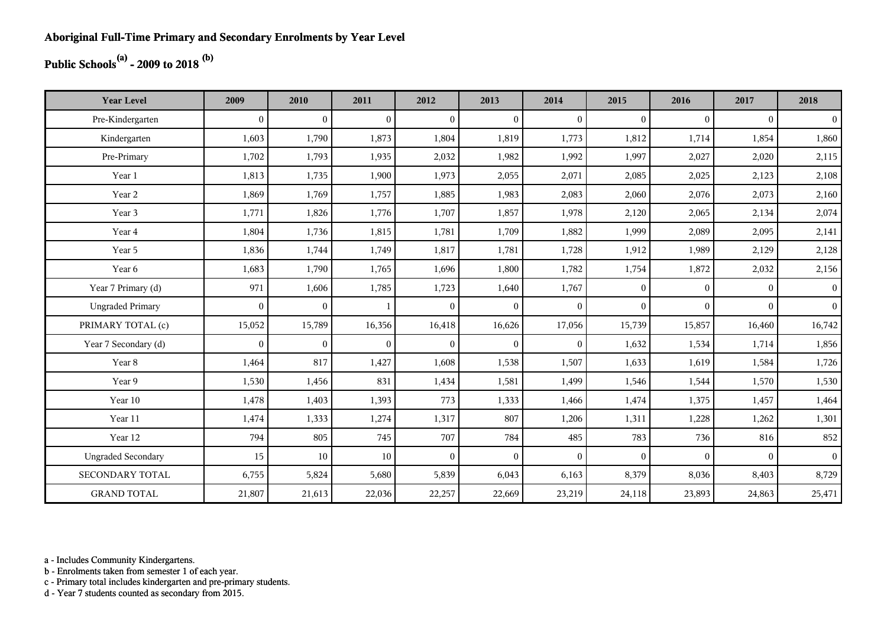**Aboriginal Full-Time Primary and Secondary Enrolments by Year Level**

**Public Schools[(a)] - 2009 to 2018 [(b)]**

| Year Level | 2009 | 2010 | 2011 | 2012 | 2013 | 2014 | 2015 | 2016 | 2017 | 2018 |
|---|---|---|---|---|---|---|---|---|---|---|
| Pre-Kindergarten | 0 | 0 | 0 | 0 | 0 | 0 | 0 | 0 | 0 | 0 |
| Kindergarten | 1,603 | 1,790 | 1,873 | 1,804 | 1,819 | 1,773 | 1,812 | 1,714 | 1,854 | 1,860 |
| Pre-Primary | 1,702 | 1,793 | 1,935 | 2,032 | 1,982 | 1,992 | 1,997 | 2,027 | 2,020 | 2,115 |
| Year 1 | 1,813 | 1,735 | 1,900 | 1,973 | 2,055 | 2,071 | 2,085 | 2,025 | 2,123 | 2,108 |
| Year 2 | 1,869 | 1,769 | 1,757 | 1,885 | 1,983 | 2,083 | 2,060 | 2,076 | 2,073 | 2,160 |
| Year 3 | 1,771 | 1,826 | 1,776 | 1,707 | 1,857 | 1,978 | 2,120 | 2,065 | 2,134 | 2,074 |
| Year 4 | 1,804 | 1,736 | 1,815 | 1,781 | 1,709 | 1,882 | 1,999 | 2,089 | 2,095 | 2,141 |
| Year 5 | 1,836 | 1,744 | 1,749 | 1,817 | 1,781 | 1,728 | 1,912 | 1,989 | 2,129 | 2,128 |
| Year 6 | 1,683 | 1,790 | 1,765 | 1,696 | 1,800 | 1,782 | 1,754 | 1,872 | 2,032 | 2,156 |
| Year 7 Primary (d) | 971 | 1,606 | 1,785 | 1,723 | 1,640 | 1,767 | 0 | 0 | 0 | 0 |
| Ungraded Primary | 0 | 0 | 1 | 0 | 0 | 0 | 0 | 0 | 0 | 0 |
| PRIMARY TOTAL (c) | 15,052 | 15,789 | 16,356 | 16,418 | 16,626 | 17,056 | 15,739 | 15,857 | 16,460 | 16,742 |
| Year 7 Secondary (d) | 0 | 0 | 0 | 0 | 0 | 0 | 1,632 | 1,534 | 1,714 | 1,856 |
| Year 8 | 1,464 | 817 | 1,427 | 1,608 | 1,538 | 1,507 | 1,633 | 1,619 | 1,584 | 1,726 |
| Year 9 | 1,530 | 1,456 | 831 | 1,434 | 1,581 | 1,499 | 1,546 | 1,544 | 1,570 | 1,530 |
| Year 10 | 1,478 | 1,403 | 1,393 | 773 | 1,333 | 1,466 | 1,474 | 1,375 | 1,457 | 1,464 |
| Year 11 | 1,474 | 1,333 | 1,274 | 1,317 | 807 | 1,206 | 1,311 | 1,228 | 1,262 | 1,301 |
| Year 12 | 794 | 805 | 745 | 707 | 784 | 485 | 783 | 736 | 816 | 852 |
| Ungraded Secondary | 15 | 10 | 10 | 0 | 0 | 0 | 0 | 0 | 0 | 0 |
| SECONDARY TOTAL | 6,755 | 5,824 | 5,680 | 5,839 | 6,043 | 6,163 | 8,379 | 8,036 | 8,403 | 8,729 |
| GRAND TOTAL | 21,807 | 21,613 | 22,036 | 22,257 | 22,669 | 23,219 | 24,118 | 23,893 | 24,863 | 25,471 |

a - Includes Community Kindergartens.
b - Enrolments taken from semester 1 of each year.
c - Primary total includes kindergarten and pre-primary students.
d - Year 7 students counted as secondary from 2015.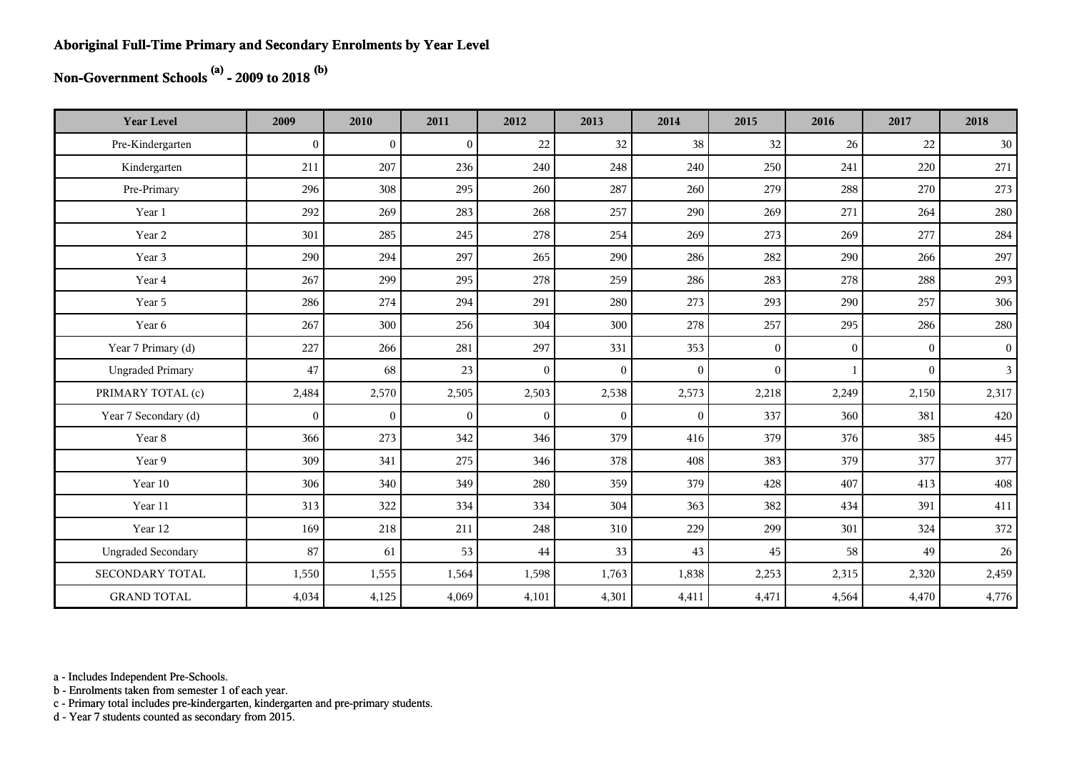**Aboriginal Full-Time Primary and Secondary Enrolments by Year Level**

**Non-Government Schools [(a)] - 2009 to 2018 [(b)]**

| Year Level | 2009 | 2010 | 2011 | 2012 | 2013 | 2014 | 2015 | 2016 | 2017 | 2018 |
|---|---|---|---|---|---|---|---|---|---|---|
| Pre-Kindergarten | 0 | 0 | 0 | 22 | 32 | 38 | 32 | 26 | 22 | 30 |
| Kindergarten | 211 | 207 | 236 | 240 | 248 | 240 | 250 | 241 | 220 | 271 |
| Pre-Primary | 296 | 308 | 295 | 260 | 287 | 260 | 279 | 288 | 270 | 273 |
| Year 1 | 292 | 269 | 283 | 268 | 257 | 290 | 269 | 271 | 264 | 280 |
| Year 2 | 301 | 285 | 245 | 278 | 254 | 269 | 273 | 269 | 277 | 284 |
| Year 3 | 290 | 294 | 297 | 265 | 290 | 286 | 282 | 290 | 266 | 297 |
| Year 4 | 267 | 299 | 295 | 278 | 259 | 286 | 283 | 278 | 288 | 293 |
| Year 5 | 286 | 274 | 294 | 291 | 280 | 273 | 293 | 290 | 257 | 306 |
| Year 6 | 267 | 300 | 256 | 304 | 300 | 278 | 257 | 295 | 286 | 280 |
| Year 7 Primary (d) | 227 | 266 | 281 | 297 | 331 | 353 | 0 | 0 | 0 | 0 |
| Ungraded Primary | 47 | 68 | 23 | 0 | 0 | 0 | 0 | 1 | 0 | 3 |
| PRIMARY TOTAL (c) | 2,484 | 2,570 | 2,505 | 2,503 | 2,538 | 2,573 | 2,218 | 2,249 | 2,150 | 2,317 |
| Year 7 Secondary (d) | 0 | 0 | 0 | 0 | 0 | 0 | 337 | 360 | 381 | 420 |
| Year 8 | 366 | 273 | 342 | 346 | 379 | 416 | 379 | 376 | 385 | 445 |
| Year 9 | 309 | 341 | 275 | 346 | 378 | 408 | 383 | 379 | 377 | 377 |
| Year 10 | 306 | 340 | 349 | 280 | 359 | 379 | 428 | 407 | 413 | 408 |
| Year 11 | 313 | 322 | 334 | 334 | 304 | 363 | 382 | 434 | 391 | 411 |
| Year 12 | 169 | 218 | 211 | 248 | 310 | 229 | 299 | 301 | 324 | 372 |
| Ungraded Secondary | 87 | 61 | 53 | 44 | 33 | 43 | 45 | 58 | 49 | 26 |
| SECONDARY TOTAL | 1,550 | 1,555 | 1,564 | 1,598 | 1,763 | 1,838 | 2,253 | 2,315 | 2,320 | 2,459 |
| GRAND TOTAL | 4,034 | 4,125 | 4,069 | 4,101 | 4,301 | 4,411 | 4,471 | 4,564 | 4,470 | 4,776 |

a - Includes Independent Pre-Schools.
b - Enrolments taken from semester 1 of each year.
c - Primary total includes pre-kindergarten, kindergarten and pre-primary students.
d - Year 7 students counted as secondary from 2015.